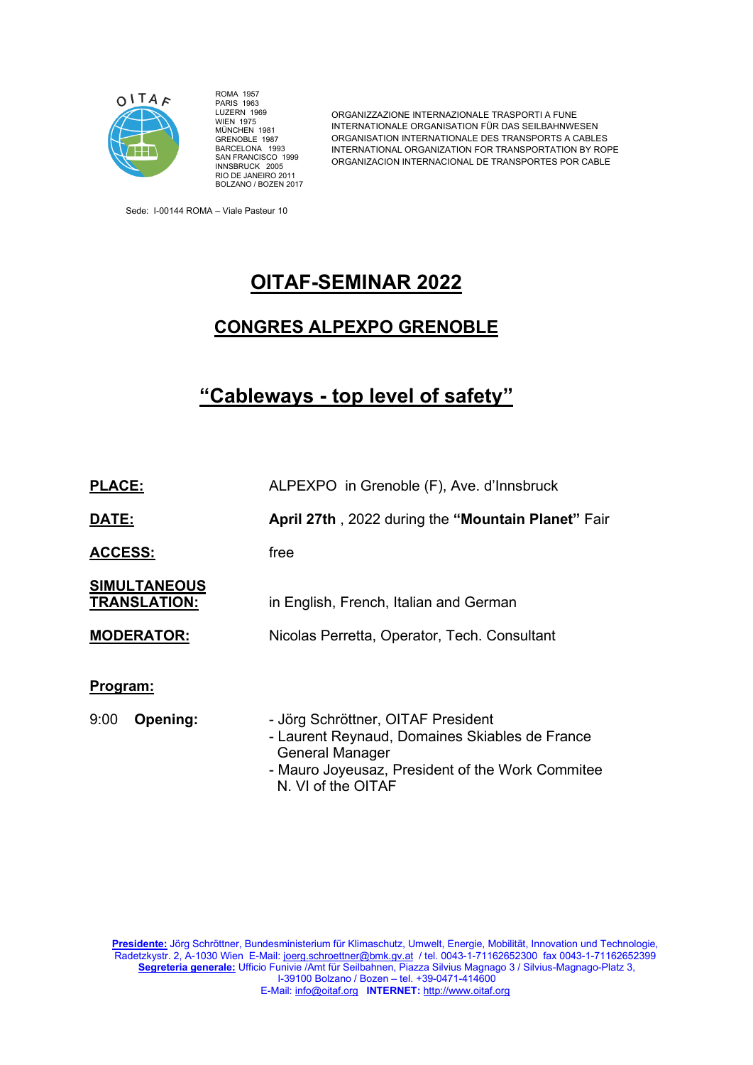OITAF

ROMA 1957
PARIS 1963
LUZERN 1969
WIEN 1975
MÜNCHEN 1981
GRENOBLE 1987
BARCELONA 1993
SAN FRANCISCO 1999
INNSBRUCK 2005
RIO DE JANEIRO 2011
BOLZANO / BOZEN 2017

ORGANIZZAZIONE INTERNAZIONALE TRASPORTI A FUNE
INTERNATIONALE ORGANISATION FÜR DAS SEILBAHNWESEN
ORGANISATION INTERNATIONALE DES TRANSPORTS A CABLES
INTERNATIONAL ORGANIZATION FOR TRANSPORTATION BY ROPE
ORGANIZACION INTERNACIONAL DE TRANSPORTES POR CABLE

Sede: I-00144 ROMA – Viale Pasteur 10

# OITAF-SEMINAR 2022

## CONGRES ALPEXPO GRENOBLE

## "Cableways - top level of safety"

**PLACE:** ALPEXPO in Grenoble (F), Ave. d'Innsbruck

**DATE:** **April 27th** , 2022 during the **"Mountain Planet"** Fair

**ACCESS:** free

**SIMULTANEOUS TRANSLATION:** in English, French, Italian and German

**MODERATOR:** Nicolas Perretta, Operator, Tech. Consultant

**Program:**

9:00 **Opening:**
- Jörg Schröttner, OITAF President
- Laurent Reynaud, Domaines Skiables de France General Manager
- Mauro Joyeusaz, President of the Work Commitee N. VI of the OITAF

**Presidente:** Jörg Schröttner, Bundesministerium für Klimaschutz, Umwelt, Energie, Mobilität, Innovation und Technologie, Radetzkystr. 2, A-1030 Wien E-Mail: joerg.schroettner@bmk.gv.at / tel. 0043-1-71162652300 fax 0043-1-71162652399
**Segreteria generale:** Ufficio Funivie /Amt für Seilbahnen, Piazza Silvius Magnago 3 / Silvius-Magnago-Platz 3, I-39100 Bolzano / Bozen – tel. +39-0471-414600
E-Mail: info@oitaf.org **INTERNET:** http://www.oitaf.org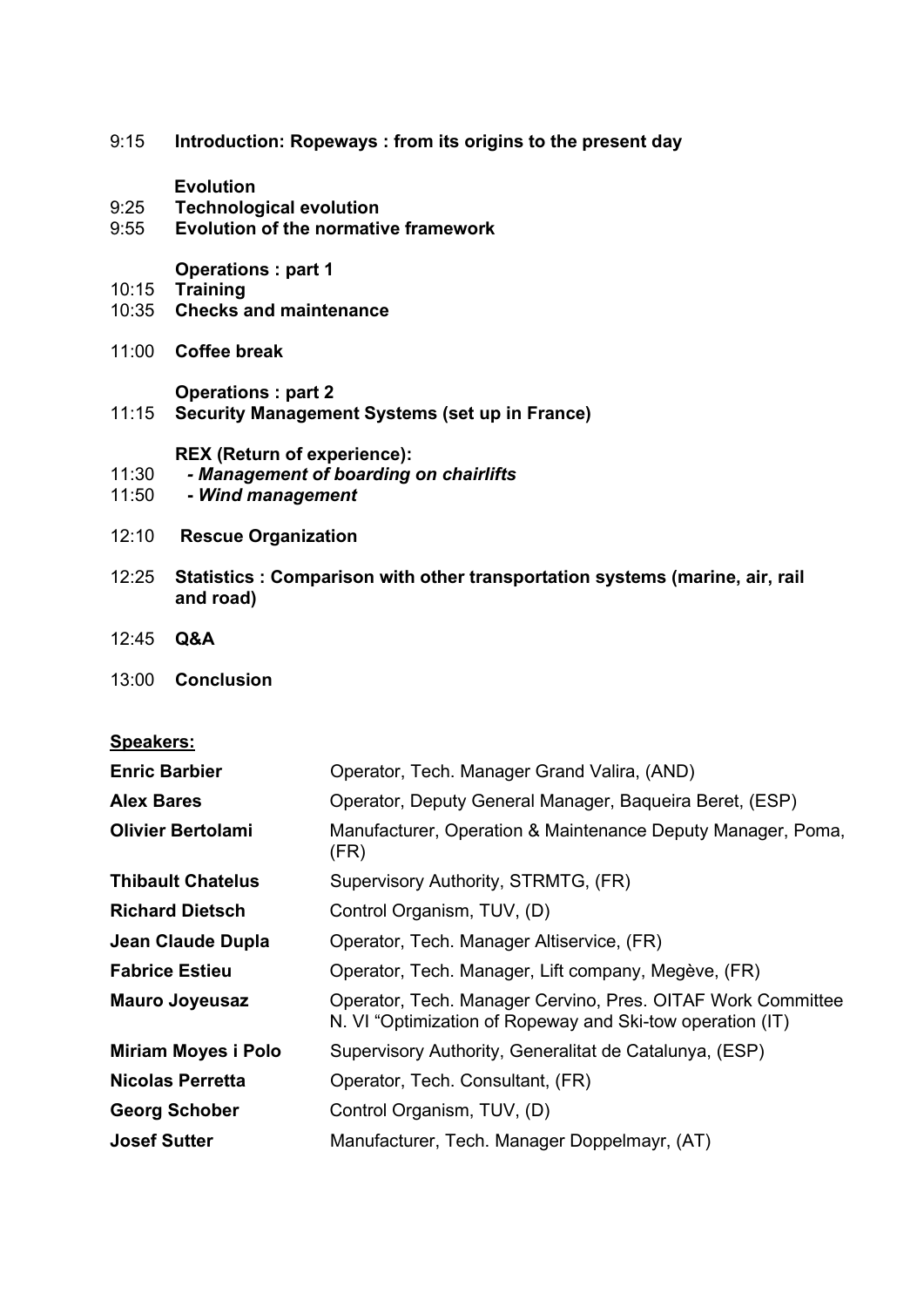9:15 **Introduction: Ropeways : from its origins to the present day**

**Evolution**

9:25 **Technological evolution**

9:55 **Evolution of the normative framework**

**Operations : part 1**

10:15 **Training**

10:35 **Checks and maintenance**

11:00 **Coffee break**

**Operations : part 2**

11:15 **Security Management Systems (set up in France)**

**REX (Return of experience):**

11:30 ***- Management of boarding on chairlifts***

11:50 ***- Wind management***

12:10 **Rescue Organization**

12:25 **Statistics : Comparison with other transportation systems (marine, air, rail and road)**

12:45 **Q&A**

13:00 **Conclusion**

**Speakers:**

| | |
|---|---|
| **Enric Barbier** | Operator, Tech. Manager Grand Valira, (AND) |
| **Alex Bares** | Operator, Deputy General Manager, Baqueira Beret, (ESP) |
| **Olivier Bertolami** | Manufacturer, Operation & Maintenance Deputy Manager, Poma, (FR) |
| **Thibault Chatelus** | Supervisory Authority, STRMTG, (FR) |
| **Richard Dietsch** | Control Organism, TUV, (D) |
| **Jean Claude Dupla** | Operator, Tech. Manager Altiservice, (FR) |
| **Fabrice Estieu** | Operator, Tech. Manager, Lift company, Megève, (FR) |
| **Mauro Joyeusaz** | Operator, Tech. Manager Cervino, Pres. OITAF Work Committee N. VI "Optimization of Ropeway and Ski-tow operation (IT) |
| **Miriam Moyes i Polo** | Supervisory Authority, Generalitat de Catalunya, (ESP) |
| **Nicolas Perretta** | Operator, Tech. Consultant, (FR) |
| **Georg Schober** | Control Organism, TUV, (D) |
| **Josef Sutter** | Manufacturer, Tech. Manager Doppelmayr, (AT) |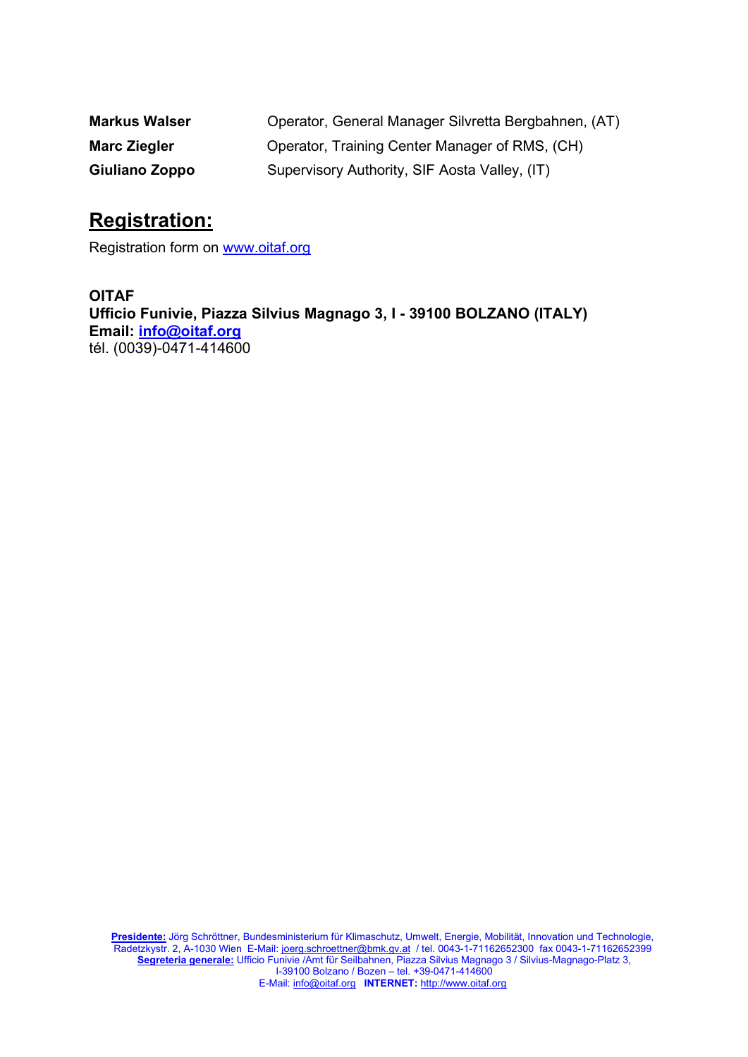| | |
|---|---|
| **Markus Walser** | Operator, General Manager Silvretta Bergbahnen, (AT) |
| **Marc Ziegler** | Operator, Training Center Manager of RMS, (CH) |
| **Giuliano Zoppo** | Supervisory Authority, SIF Aosta Valley, (IT) |

## Registration:

Registration form on www.oitaf.org

**OITAF**
**Ufficio Funivie, Piazza Silvius Magnago 3, I - 39100 BOLZANO (ITALY)**
**Email: info@oitaf.org**
tél. (0039)-0471-414600